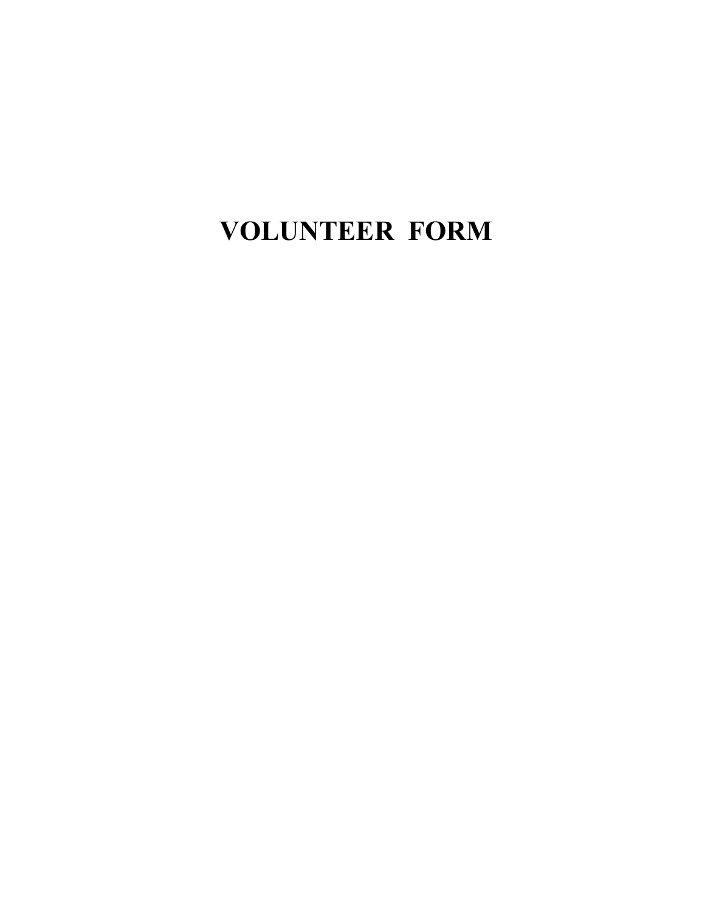# VOLUNTEER FORM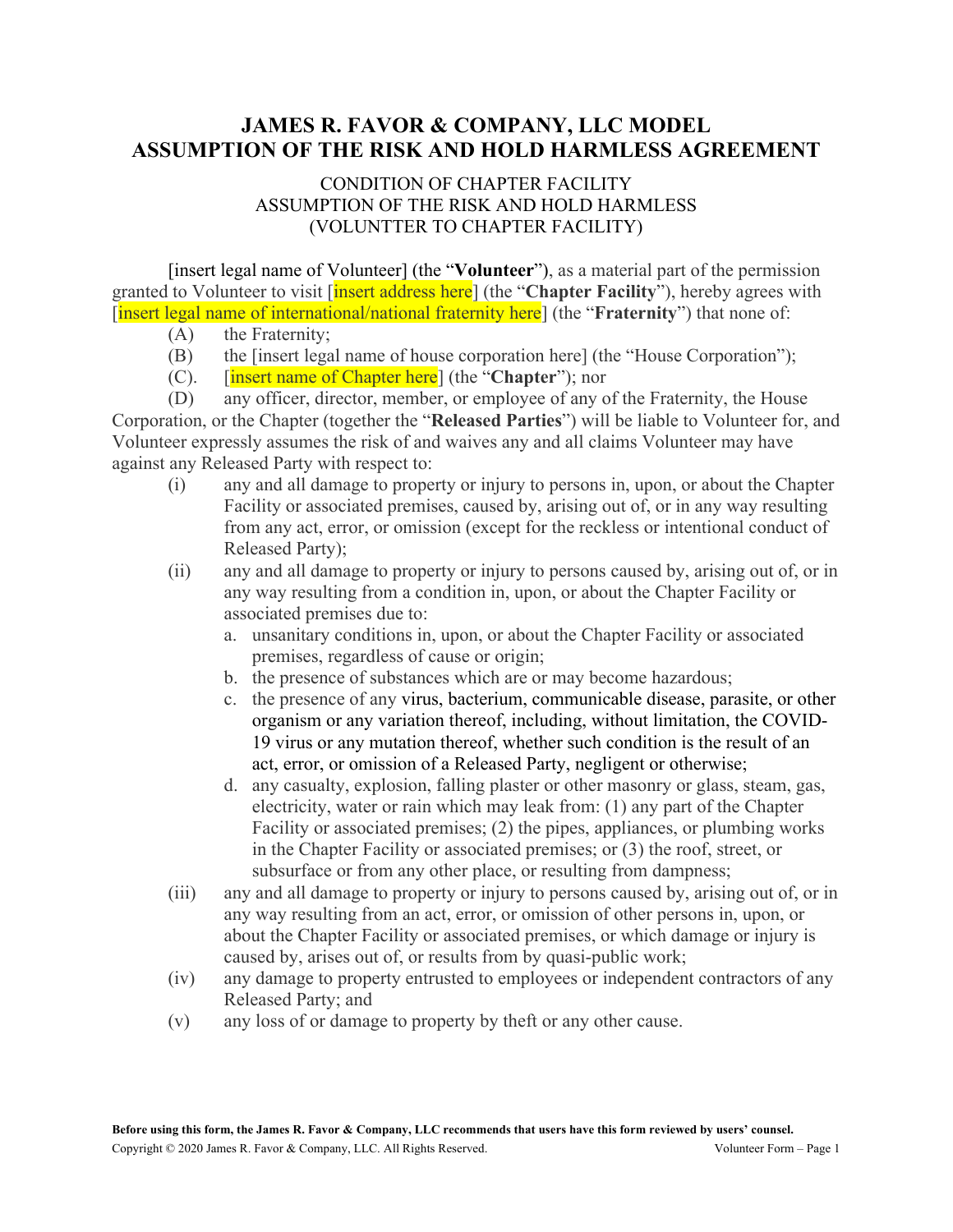# JAMES R. FAVOR & COMPANY, LLC MODEL ASSUMPTION OF THE RISK AND HOLD HARMLESS AGREEMENT

CONDITION OF CHAPTER FACILITY
ASSUMPTION OF THE RISK AND HOLD HARMLESS
(VOLUNTTER TO CHAPTER FACILITY)

[insert legal name of Volunteer] (the "**Volunteer**"), as a material part of the permission granted to Volunteer to visit [insert address here] (the "**Chapter Facility**"), hereby agrees with [insert legal name of international/national fraternity here] (the "**Fraternity**") that none of:

(A) the Fraternity;

(B) the [insert legal name of house corporation here] (the "House Corporation");

(C). [insert name of Chapter here] (the "**Chapter**"); nor

(D) any officer, director, member, or employee of any of the Fraternity, the House Corporation, or the Chapter (together the "**Released Parties**") will be liable to Volunteer for, and Volunteer expressly assumes the risk of and waives any and all claims Volunteer may have against any Released Party with respect to:

(i) any and all damage to property or injury to persons in, upon, or about the Chapter Facility or associated premises, caused by, arising out of, or in any way resulting from any act, error, or omission (except for the reckless or intentional conduct of Released Party);

(ii) any and all damage to property or injury to persons caused by, arising out of, or in any way resulting from a condition in, upon, or about the Chapter Facility or associated premises due to:

a. unsanitary conditions in, upon, or about the Chapter Facility or associated premises, regardless of cause or origin;

b. the presence of substances which are or may become hazardous;

c. the presence of any virus, bacterium, communicable disease, parasite, or other organism or any variation thereof, including, without limitation, the COVID-19 virus or any mutation thereof, whether such condition is the result of an act, error, or omission of a Released Party, negligent or otherwise;

d. any casualty, explosion, falling plaster or other masonry or glass, steam, gas, electricity, water or rain which may leak from: (1) any part of the Chapter Facility or associated premises; (2) the pipes, appliances, or plumbing works in the Chapter Facility or associated premises; or (3) the roof, street, or subsurface or from any other place, or resulting from dampness;

(iii) any and all damage to property or injury to persons caused by, arising out of, or in any way resulting from an act, error, or omission of other persons in, upon, or about the Chapter Facility or associated premises, or which damage or injury is caused by, arises out of, or results from by quasi-public work;

(iv) any damage to property entrusted to employees or independent contractors of any Released Party; and

(v) any loss of or damage to property by theft or any other cause.

**Before using this form, the James R. Favor & Company, LLC recommends that users have this form reviewed by users' counsel.**

Copyright © 2020 James R. Favor & Company, LLC. All Rights Reserved.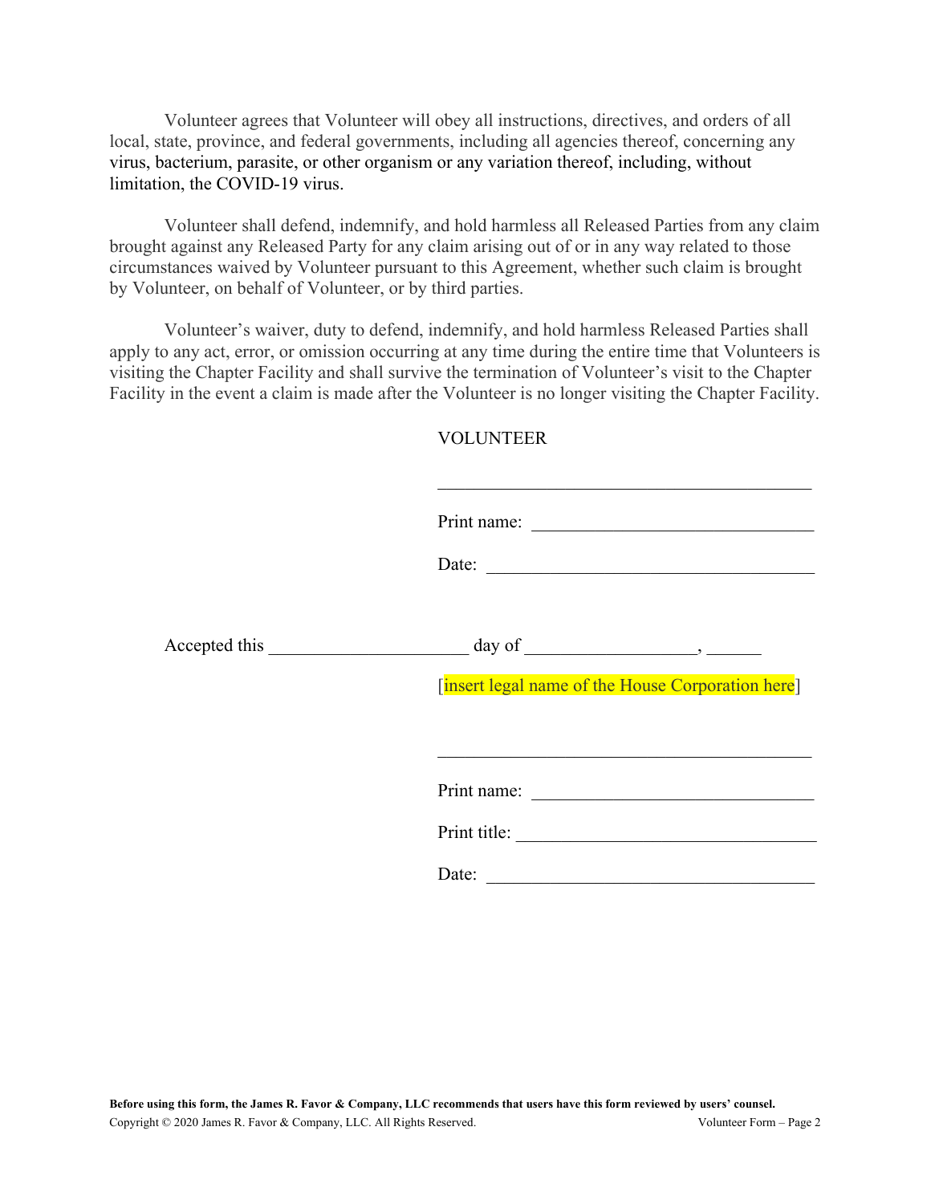Volunteer agrees that Volunteer will obey all instructions, directives, and orders of all local, state, province, and federal governments, including all agencies thereof, concerning any virus, bacterium, parasite, or other organism or any variation thereof, including, without limitation, the COVID-19 virus.

Volunteer shall defend, indemnify, and hold harmless all Released Parties from any claim brought against any Released Party for any claim arising out of or in any way related to those circumstances waived by Volunteer pursuant to this Agreement, whether such claim is brought by Volunteer, on behalf of Volunteer, or by third parties.

Volunteer's waiver, duty to defend, indemnify, and hold harmless Released Parties shall apply to any act, error, or omission occurring at any time during the entire time that Volunteers is visiting the Chapter Facility and shall survive the termination of Volunteer's visit to the Chapter Facility in the event a claim is made after the Volunteer is no longer visiting the Chapter Facility.

VOLUNTEER

\_\_\_\_\_\_\_\_\_\_\_\_\_\_\_\_\_\_\_\_\_\_\_\_\_\_\_\_\_\_\_\_\_\_\_\_\_\_\_\_

Print name: \_\_\_\_\_\_\_\_\_\_\_\_\_\_\_\_\_\_\_\_\_\_\_\_\_\_\_\_\_\_

Date: \_\_\_\_\_\_\_\_\_\_\_\_\_\_\_\_\_\_\_\_\_\_\_\_\_\_\_\_\_\_\_\_\_\_\_\_

Accepted this \_\_\_\_\_\_\_\_\_\_\_\_\_\_\_\_\_\_\_\_\_ day of \_\_\_\_\_\_\_\_\_\_\_\_\_\_\_\_\_\_, \_\_\_\_\_\_

[insert legal name of the House Corporation here]

\_\_\_\_\_\_\_\_\_\_\_\_\_\_\_\_\_\_\_\_\_\_\_\_\_\_\_\_\_\_\_\_\_\_\_\_\_\_\_\_

Print name: \_\_\_\_\_\_\_\_\_\_\_\_\_\_\_\_\_\_\_\_\_\_\_\_\_\_\_\_\_\_

Print title: \_\_\_\_\_\_\_\_\_\_\_\_\_\_\_\_\_\_\_\_\_\_\_\_\_\_\_\_\_\_\_\_

Date: \_\_\_\_\_\_\_\_\_\_\_\_\_\_\_\_\_\_\_\_\_\_\_\_\_\_\_\_\_\_\_\_\_\_\_\_

**Before using this form, the James R. Favor & Company, LLC recommends that users have this form reviewed by users' counsel.**

Copyright © 2020 James R. Favor & Company, LLC. All Rights Reserved.